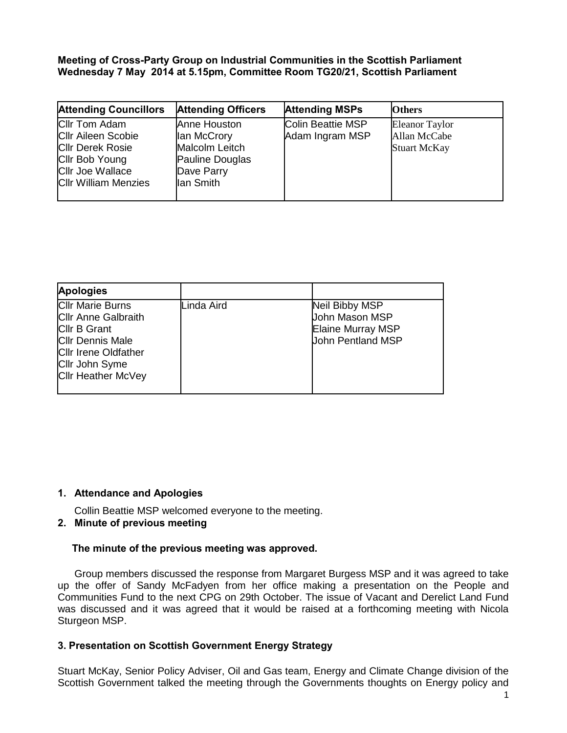**Meeting of Cross-Party Group on Industrial Communities in the Scottish Parliament**
**Wednesday 7 May 2014 at 5.15pm, Committee Room TG20/21, Scottish Parliament**

| Attending Councillors | Attending Officers | Attending MSPs | Others |
|---|---|---|---|
| Cllr Tom Adam<br>Cllr Aileen Scobie<br>Cllr Derek Rosie<br>Cllr Bob Young<br>Cllr Joe Wallace<br>Cllr William Menzies | Anne Houston<br>Ian McCrory<br>Malcolm Leitch<br>Pauline Douglas<br>Dave Parry<br>Ian Smith | Colin Beattie MSP<br>Adam Ingram MSP | Eleanor Taylor<br>Allan McCabe<br>Stuart McKay |

| Apologies | | |
|---|---|---|
| Cllr Marie Burns<br>Cllr Anne Galbraith<br>Cllr B Grant<br>Cllr Dennis Male<br>Cllr Irene Oldfather<br>Cllr John Syme<br>Cllr Heather McVey | Linda Aird | Neil Bibby MSP<br>John Mason MSP<br>Elaine Murray MSP<br>John Pentland MSP |

**1. Attendance and Apologies**

Collin Beattie MSP welcomed everyone to the meeting.

**2. Minute of previous meeting**

**The minute of the previous meeting was approved.**

Group members discussed the response from Margaret Burgess MSP and it was agreed to take up the offer of Sandy McFadyen from her office making a presentation on the People and Communities Fund to the next CPG on 29th October. The issue of Vacant and Derelict Land Fund was discussed and it was agreed that it would be raised at a forthcoming meeting with Nicola Sturgeon MSP.

**3. Presentation on Scottish Government Energy Strategy**

Stuart McKay, Senior Policy Adviser, Oil and Gas team, Energy and Climate Change division of the Scottish Government talked the meeting through the Governments thoughts on Energy policy and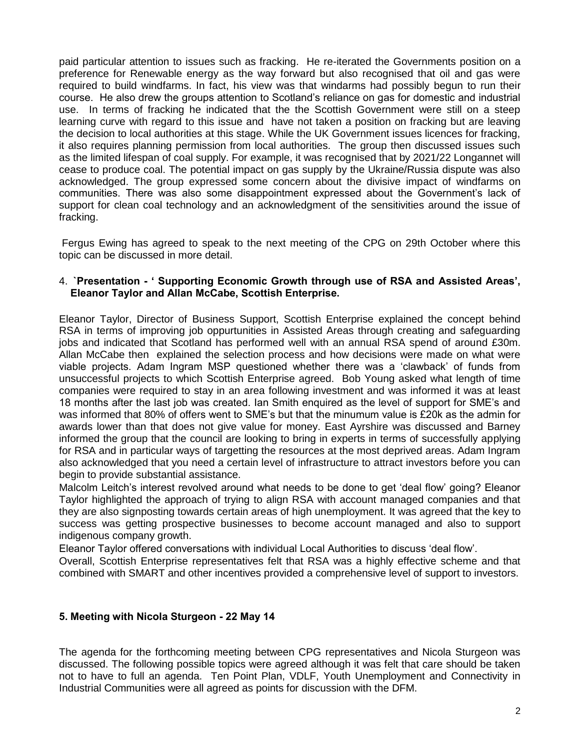paid particular attention to issues such as fracking. He re-iterated the Governments position on a preference for Renewable energy as the way forward but also recognised that oil and gas were required to build windfarms. In fact, his view was that windarms had possibly begun to run their course. He also drew the groups attention to Scotland's reliance on gas for domestic and industrial use. In terms of fracking he indicated that the the Scottish Government were still on a steep learning curve with regard to this issue and have not taken a position on fracking but are leaving the decision to local authorities at this stage. While the UK Government issues licences for fracking, it also requires planning permission from local authorities. The group then discussed issues such as the limited lifespan of coal supply. For example, it was recognised that by 2021/22 Longannet will cease to produce coal. The potential impact on gas supply by the Ukraine/Russia dispute was also acknowledged. The group expressed some concern about the divisive impact of windfarms on communities. There was also some disappointment expressed about the Government's lack of support for clean coal technology and an acknowledgment of the sensitivities around the issue of fracking.

Fergus Ewing has agreed to speak to the next meeting of the CPG on 29th October where this topic can be discussed in more detail.

4. **`Presentation - ' Supporting Economic Growth through use of RSA and Assisted Areas', Eleanor Taylor and Allan McCabe, Scottish Enterprise.**

Eleanor Taylor, Director of Business Support, Scottish Enterprise explained the concept behind RSA in terms of improving job oppurtunities in Assisted Areas through creating and safeguarding jobs and indicated that Scotland has performed well with an annual RSA spend of around £30m. Allan McCabe then explained the selection process and how decisions were made on what were viable projects. Adam Ingram MSP questioned whether there was a 'clawback' of funds from unsuccessful projects to which Scottish Enterprise agreed. Bob Young asked what length of time companies were required to stay in an area following investment and was informed it was at least 18 months after the last job was created. Ian Smith enquired as the level of support for SME's and was informed that 80% of offers went to SME's but that the minumum value is £20k as the admin for awards lower than that does not give value for money. East Ayrshire was discussed and Barney informed the group that the council are looking to bring in experts in terms of successfully applying for RSA and in particular ways of targetting the resources at the most deprived areas. Adam Ingram also acknowledged that you need a certain level of infrastructure to attract investors before you can begin to provide substantial assistance.

Malcolm Leitch's interest revolved around what needs to be done to get 'deal flow' going? Eleanor Taylor highlighted the approach of trying to align RSA with account managed companies and that they are also signposting towards certain areas of high unemployment. It was agreed that the key to success was getting prospective businesses to become account managed and also to support indigenous company growth.

Eleanor Taylor offered conversations with individual Local Authorities to discuss 'deal flow'.

Overall, Scottish Enterprise representatives felt that RSA was a highly effective scheme and that combined with SMART and other incentives provided a comprehensive level of support to investors.

**5. Meeting with Nicola Sturgeon - 22 May 14**

The agenda for the forthcoming meeting between CPG representatives and Nicola Sturgeon was discussed. The following possible topics were agreed although it was felt that care should be taken not to have to full an agenda. Ten Point Plan, VDLF, Youth Unemployment and Connectivity in Industrial Communities were all agreed as points for discussion with the DFM.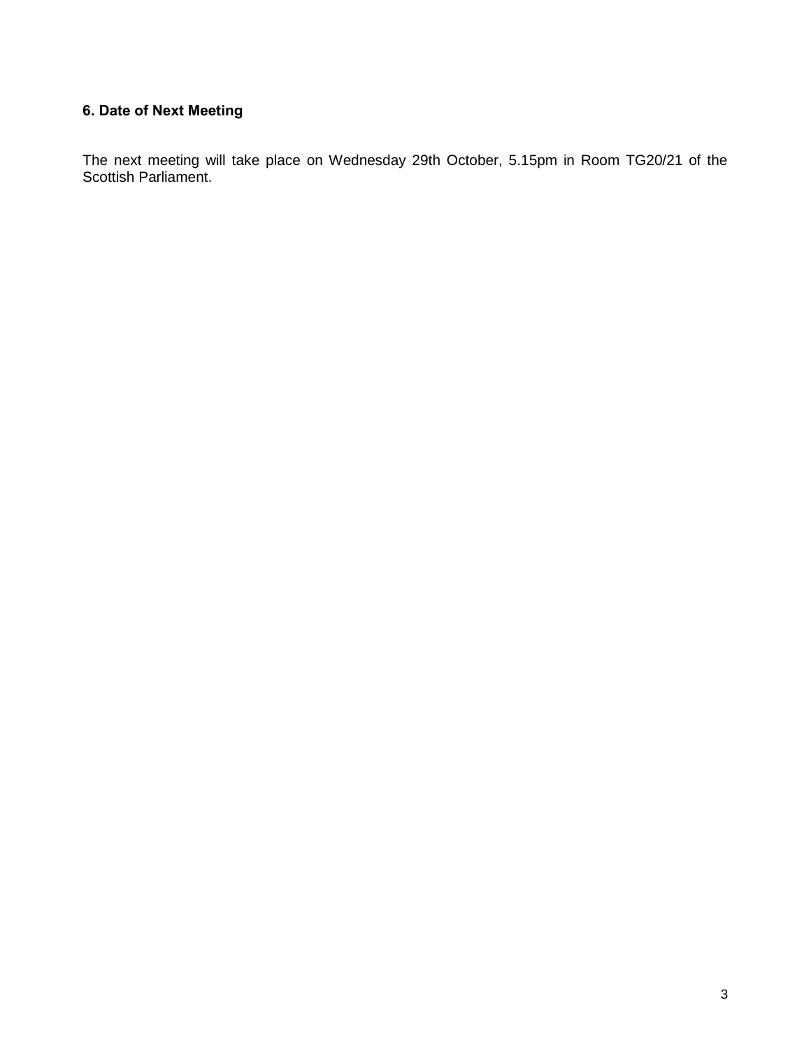### 6. Date of Next Meeting

The next meeting will take place on Wednesday 29th October, 5.15pm in Room TG20/21 of the Scottish Parliament.